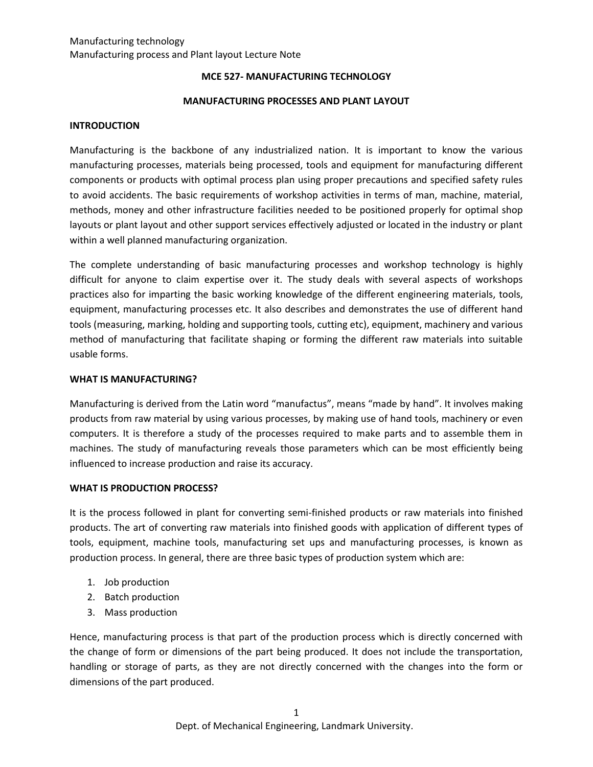# MCE 527- MANUFACTURING TECHNOLOGY

## MANUFACTURING PROCESSES AND PLANT LAYOUT

### INTRODUCTION

Manufacturing is the backbone of any industrialized nation. It is important to know the various manufacturing processes, materials being processed, tools and equipment for manufacturing different components or products with optimal process plan using proper precautions and specified safety rules to avoid accidents. The basic requirements of workshop activities in terms of man, machine, material, methods, money and other infrastructure facilities needed to be positioned properly for optimal shop layouts or plant layout and other support services effectively adjusted or located in the industry or plant within a well planned manufacturing organization.

The complete understanding of basic manufacturing processes and workshop technology is highly difficult for anyone to claim expertise over it. The study deals with several aspects of workshops practices also for imparting the basic working knowledge of the different engineering materials, tools, equipment, manufacturing processes etc. It also describes and demonstrates the use of different hand tools (measuring, marking, holding and supporting tools, cutting etc), equipment, machinery and various method of manufacturing that facilitate shaping or forming the different raw materials into suitable usable forms.

### WHAT IS MANUFACTURING?

Manufacturing is derived from the Latin word "manufactus", means "made by hand". It involves making products from raw material by using various processes, by making use of hand tools, machinery or even computers. It is therefore a study of the processes required to make parts and to assemble them in machines. The study of manufacturing reveals those parameters which can be most efficiently being influenced to increase production and raise its accuracy.

### WHAT IS PRODUCTION PROCESS?

It is the process followed in plant for converting semi-finished products or raw materials into finished products. The art of converting raw materials into finished goods with application of different types of tools, equipment, machine tools, manufacturing set ups and manufacturing processes, is known as production process. In general, there are three basic types of production system which are:

1. Job production
2. Batch production
3. Mass production

Hence, manufacturing process is that part of the production process which is directly concerned with the change of form or dimensions of the part being produced. It does not include the transportation, handling or storage of parts, as they are not directly concerned with the changes into the form or dimensions of the part produced.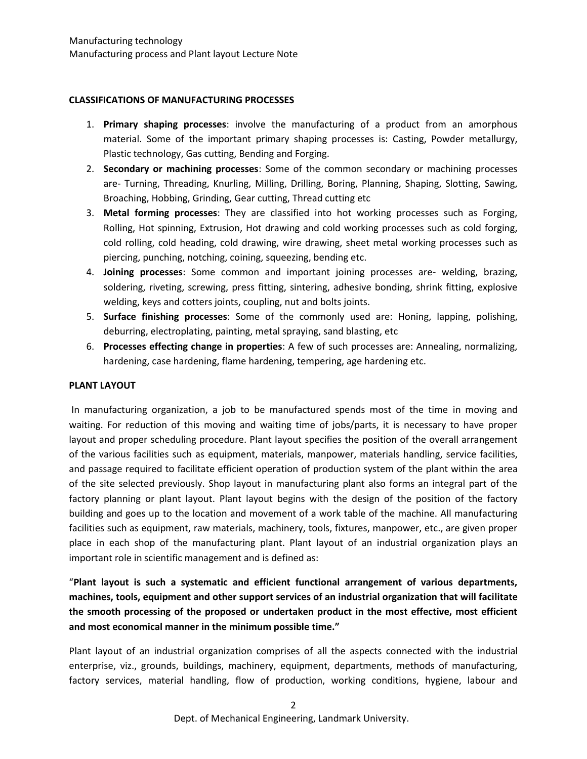## CLASSIFICATIONS OF MANUFACTURING PROCESSES

1. **Primary shaping processes**: involve the manufacturing of a product from an amorphous material. Some of the important primary shaping processes is: Casting, Powder metallurgy, Plastic technology, Gas cutting, Bending and Forging.
2. **Secondary or machining processes**: Some of the common secondary or machining processes are- Turning, Threading, Knurling, Milling, Drilling, Boring, Planning, Shaping, Slotting, Sawing, Broaching, Hobbing, Grinding, Gear cutting, Thread cutting etc
3. **Metal forming processes**: They are classified into hot working processes such as Forging, Rolling, Hot spinning, Extrusion, Hot drawing and cold working processes such as cold forging, cold rolling, cold heading, cold drawing, wire drawing, sheet metal working processes such as piercing, punching, notching, coining, squeezing, bending etc.
4. **Joining processes**: Some common and important joining processes are- welding, brazing, soldering, riveting, screwing, press fitting, sintering, adhesive bonding, shrink fitting, explosive welding, keys and cotters joints, coupling, nut and bolts joints.
5. **Surface finishing processes**: Some of the commonly used are: Honing, lapping, polishing, deburring, electroplating, painting, metal spraying, sand blasting, etc
6. **Processes effecting change in properties**: A few of such processes are: Annealing, normalizing, hardening, case hardening, flame hardening, tempering, age hardening etc.

## PLANT LAYOUT

In manufacturing organization, a job to be manufactured spends most of the time in moving and waiting. For reduction of this moving and waiting time of jobs/parts, it is necessary to have proper layout and proper scheduling procedure. Plant layout specifies the position of the overall arrangement of the various facilities such as equipment, materials, manpower, materials handling, service facilities, and passage required to facilitate efficient operation of production system of the plant within the area of the site selected previously. Shop layout in manufacturing plant also forms an integral part of the factory planning or plant layout. Plant layout begins with the design of the position of the factory building and goes up to the location and movement of a work table of the machine. All manufacturing facilities such as equipment, raw materials, machinery, tools, fixtures, manpower, etc., are given proper place in each shop of the manufacturing plant. Plant layout of an industrial organization plays an important role in scientific management and is defined as:

"**Plant layout is such a systematic and efficient functional arrangement of various departments, machines, tools, equipment and other support services of an industrial organization that will facilitate the smooth processing of the proposed or undertaken product in the most effective, most efficient and most economical manner in the minimum possible time.**"

Plant layout of an industrial organization comprises of all the aspects connected with the industrial enterprise, viz., grounds, buildings, machinery, equipment, departments, methods of manufacturing, factory services, material handling, flow of production, working conditions, hygiene, labour and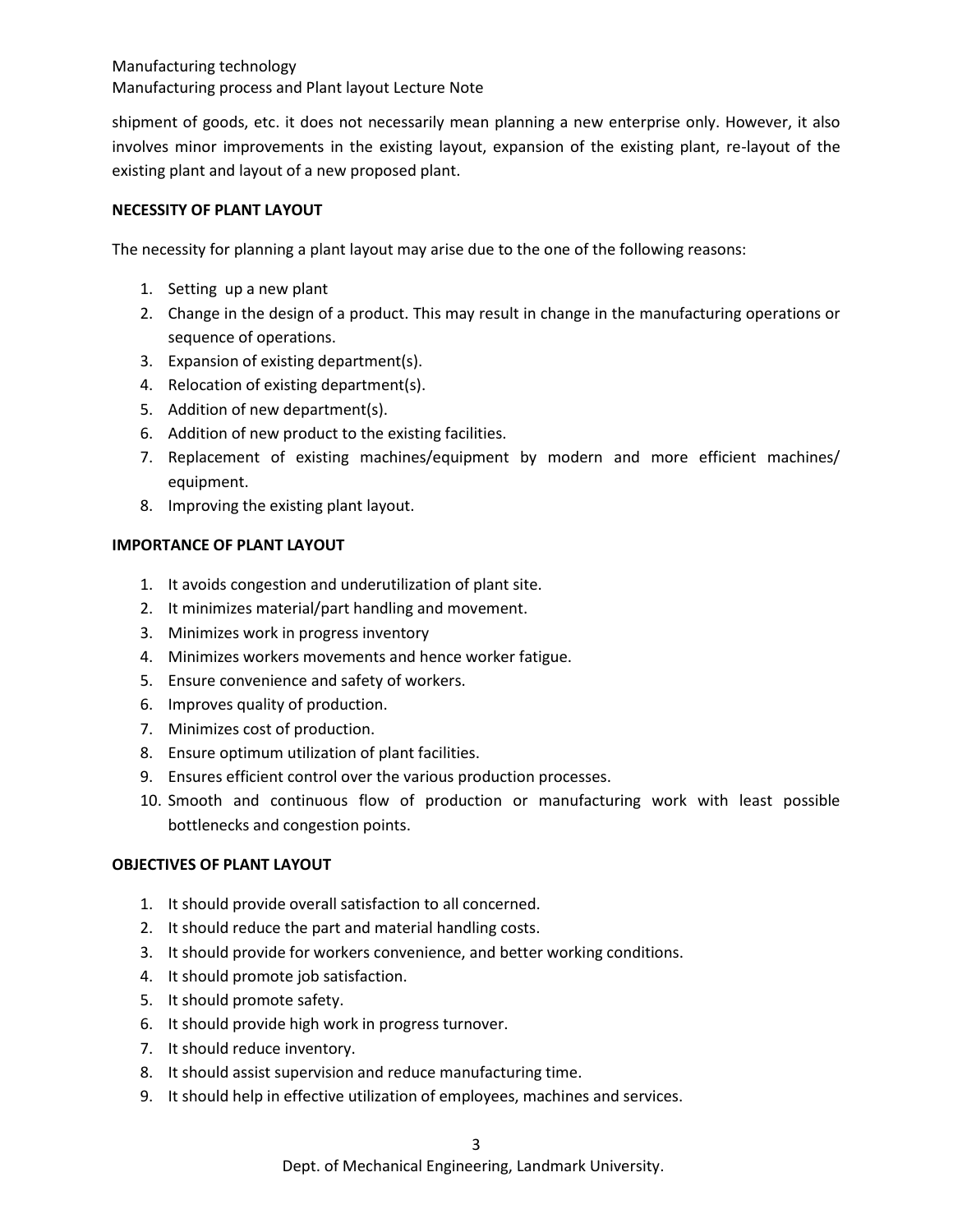shipment of goods, etc. it does not necessarily mean planning a new enterprise only. However, it also involves minor improvements in the existing layout, expansion of the existing plant, re-layout of the existing plant and layout of a new proposed plant.

**NECESSITY OF PLANT LAYOUT**

The necessity for planning a plant layout may arise due to the one of the following reasons:

1. Setting up a new plant
2. Change in the design of a product. This may result in change in the manufacturing operations or sequence of operations.
3. Expansion of existing department(s).
4. Relocation of existing department(s).
5. Addition of new department(s).
6. Addition of new product to the existing facilities.
7. Replacement of existing machines/equipment by modern and more efficient machines/ equipment.
8. Improving the existing plant layout.

**IMPORTANCE OF PLANT LAYOUT**

1. It avoids congestion and underutilization of plant site.
2. It minimizes material/part handling and movement.
3. Minimizes work in progress inventory
4. Minimizes workers movements and hence worker fatigue.
5. Ensure convenience and safety of workers.
6. Improves quality of production.
7. Minimizes cost of production.
8. Ensure optimum utilization of plant facilities.
9. Ensures efficient control over the various production processes.
10. Smooth and continuous flow of production or manufacturing work with least possible bottlenecks and congestion points.

**OBJECTIVES OF PLANT LAYOUT**

1. It should provide overall satisfaction to all concerned.
2. It should reduce the part and material handling costs.
3. It should provide for workers convenience, and better working conditions.
4. It should promote job satisfaction.
5. It should promote safety.
6. It should provide high work in progress turnover.
7. It should reduce inventory.
8. It should assist supervision and reduce manufacturing time.
9. It should help in effective utilization of employees, machines and services.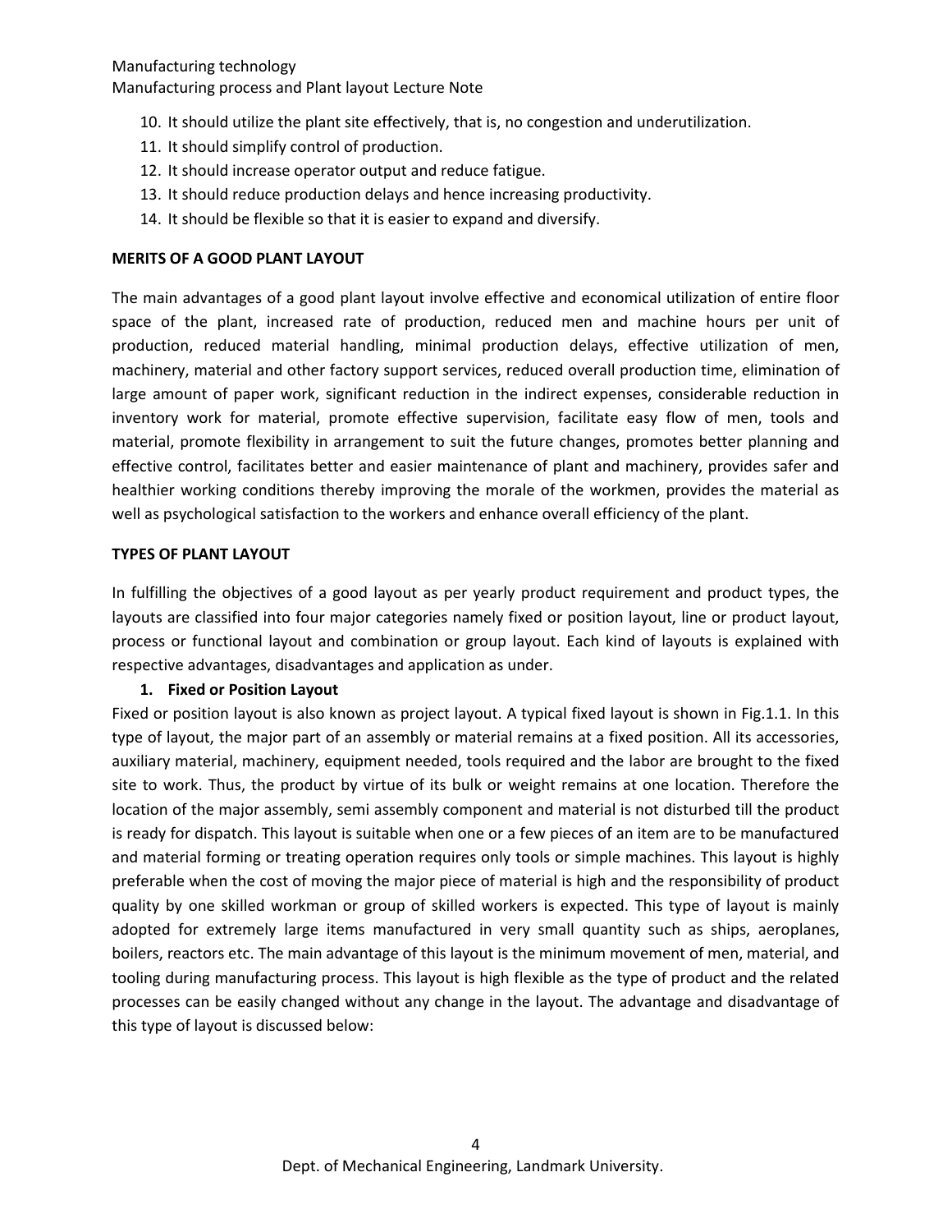10. It should utilize the plant site effectively, that is, no congestion and underutilization.
11. It should simplify control of production.
12. It should increase operator output and reduce fatigue.
13. It should reduce production delays and hence increasing productivity.
14. It should be flexible so that it is easier to expand and diversify.

**MERITS OF A GOOD PLANT LAYOUT**

The main advantages of a good plant layout involve effective and economical utilization of entire floor space of the plant, increased rate of production, reduced men and machine hours per unit of production, reduced material handling, minimal production delays, effective utilization of men, machinery, material and other factory support services, reduced overall production time, elimination of large amount of paper work, significant reduction in the indirect expenses, considerable reduction in inventory work for material, promote effective supervision, facilitate easy flow of men, tools and material, promote flexibility in arrangement to suit the future changes, promotes better planning and effective control, facilitates better and easier maintenance of plant and machinery, provides safer and healthier working conditions thereby improving the morale of the workmen, provides the material as well as psychological satisfaction to the workers and enhance overall efficiency of the plant.

**TYPES OF PLANT LAYOUT**

In fulfilling the objectives of a good layout as per yearly product requirement and product types, the layouts are classified into four major categories namely fixed or position layout, line or product layout, process or functional layout and combination or group layout. Each kind of layouts is explained with respective advantages, disadvantages and application as under.

1. **Fixed or Position Layout**

Fixed or position layout is also known as project layout. A typical fixed layout is shown in Fig.1.1. In this type of layout, the major part of an assembly or material remains at a fixed position. All its accessories, auxiliary material, machinery, equipment needed, tools required and the labor are brought to the fixed site to work. Thus, the product by virtue of its bulk or weight remains at one location. Therefore the location of the major assembly, semi assembly component and material is not disturbed till the product is ready for dispatch. This layout is suitable when one or a few pieces of an item are to be manufactured and material forming or treating operation requires only tools or simple machines. This layout is highly preferable when the cost of moving the major piece of material is high and the responsibility of product quality by one skilled workman or group of skilled workers is expected. This type of layout is mainly adopted for extremely large items manufactured in very small quantity such as ships, aeroplanes, boilers, reactors etc. The main advantage of this layout is the minimum movement of men, material, and tooling during manufacturing process. This layout is high flexible as the type of product and the related processes can be easily changed without any change in the layout. The advantage and disadvantage of this type of layout is discussed below: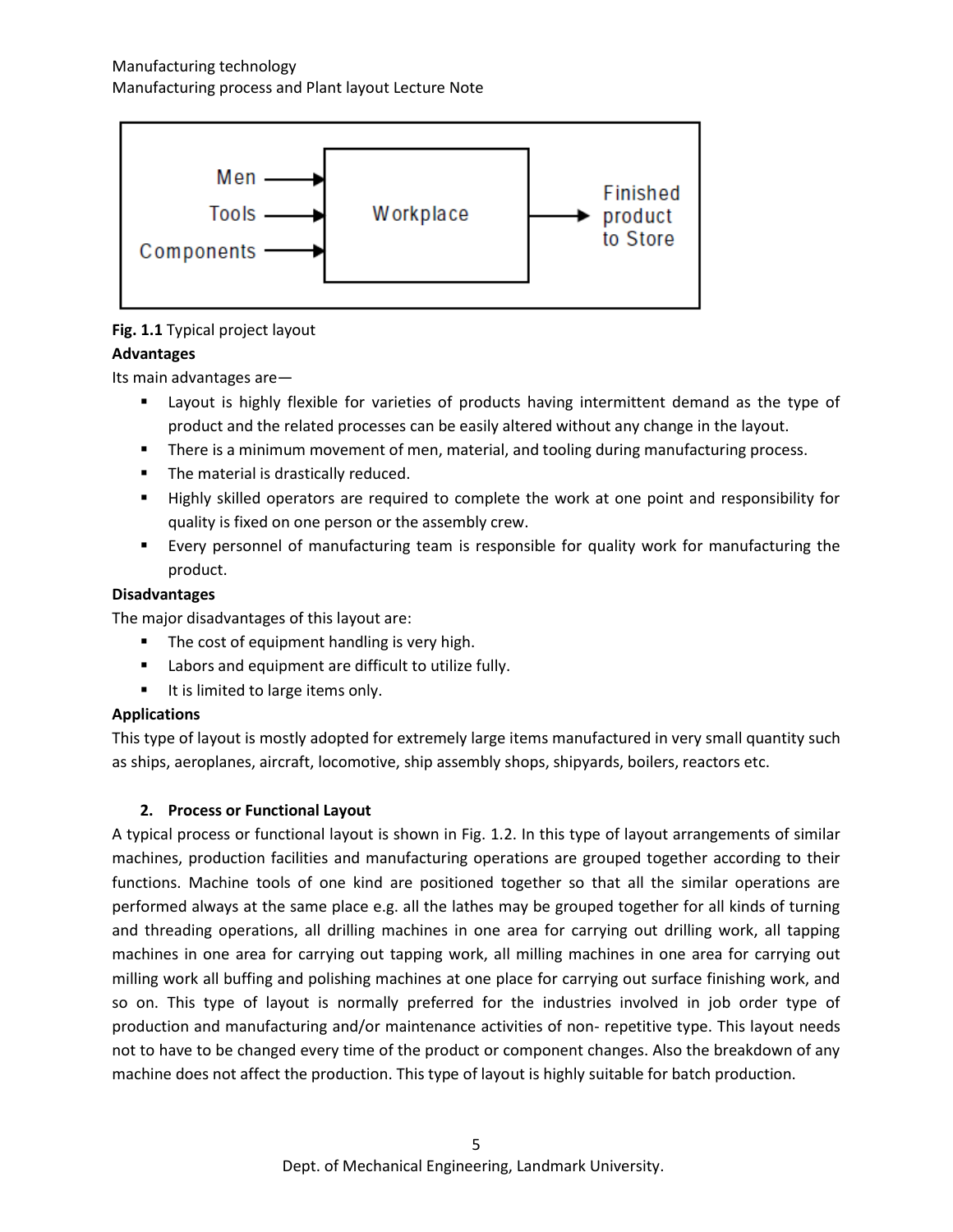Men

Tools

Components

Workplace

Finished product to Store

**Fig. 1.1** Typical project layout

**Advantages**

Its main advantages are—

- Layout is highly flexible for varieties of products having intermittent demand as the type of product and the related processes can be easily altered without any change in the layout.
- There is a minimum movement of men, material, and tooling during manufacturing process.
- The material is drastically reduced.
- Highly skilled operators are required to complete the work at one point and responsibility for quality is fixed on one person or the assembly crew.
- Every personnel of manufacturing team is responsible for quality work for manufacturing the product.

**Disadvantages**

The major disadvantages of this layout are:

- The cost of equipment handling is very high.
- Labors and equipment are difficult to utilize fully.
- It is limited to large items only.

**Applications**

This type of layout is mostly adopted for extremely large items manufactured in very small quantity such as ships, aeroplanes, aircraft, locomotive, ship assembly shops, shipyards, boilers, reactors etc.

2. **Process or Functional Layout**

A typical process or functional layout is shown in Fig. 1.2. In this type of layout arrangements of similar machines, production facilities and manufacturing operations are grouped together according to their functions. Machine tools of one kind are positioned together so that all the similar operations are performed always at the same place e.g. all the lathes may be grouped together for all kinds of turning and threading operations, all drilling machines in one area for carrying out drilling work, all tapping machines in one area for carrying out tapping work, all milling machines in one area for carrying out milling work all buffing and polishing machines at one place for carrying out surface finishing work, and so on. This type of layout is normally preferred for the industries involved in job order type of production and manufacturing and/or maintenance activities of non- repetitive type. This layout needs not to have to be changed every time of the product or component changes. Also the breakdown of any machine does not affect the production. This type of layout is highly suitable for batch production.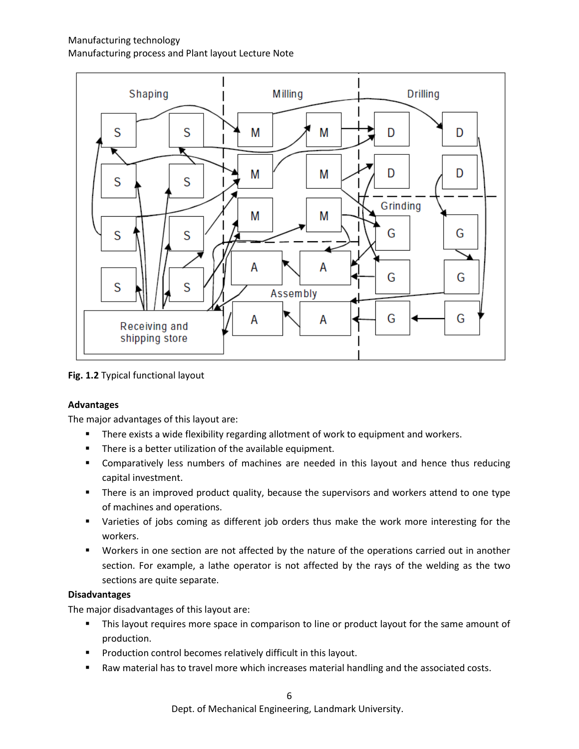Shaping

Milling

Drilling

S S M M D D

S S M M D D

Grinding

S S M M G G

A A

S S G G

Assembly

Receiving and shipping store

A A G G

**Fig. 1.2** Typical functional layout

**Advantages**

The major advantages of this layout are:

- There exists a wide flexibility regarding allotment of work to equipment and workers.
- There is a better utilization of the available equipment.
- Comparatively less numbers of machines are needed in this layout and hence thus reducing capital investment.
- There is an improved product quality, because the supervisors and workers attend to one type of machines and operations.
- Varieties of jobs coming as different job orders thus make the work more interesting for the workers.
- Workers in one section are not affected by the nature of the operations carried out in another section. For example, a lathe operator is not affected by the rays of the welding as the two sections are quite separate.

**Disadvantages**

The major disadvantages of this layout are:

- This layout requires more space in comparison to line or product layout for the same amount of production.
- Production control becomes relatively difficult in this layout.
- Raw material has to travel more which increases material handling and the associated costs.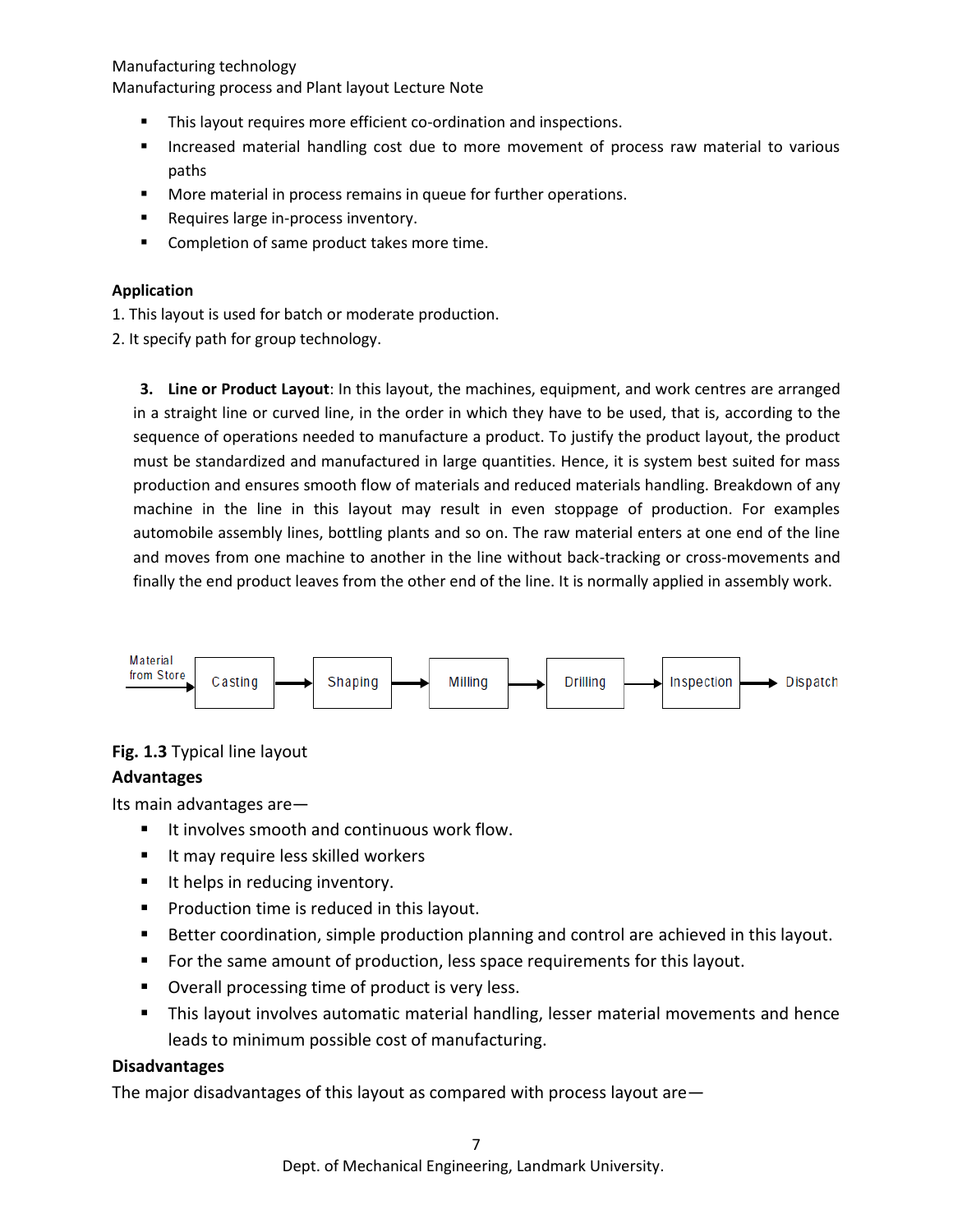- This layout requires more efficient co-ordination and inspections.
- Increased material handling cost due to more movement of process raw material to various paths
- More material in process remains in queue for further operations.
- Requires large in-process inventory.
- Completion of same product takes more time.

**Application**

1. This layout is used for batch or moderate production.
2. It specify path for group technology.

3. **Line or Product Layout**: In this layout, the machines, equipment, and work centres are arranged in a straight line or curved line, in the order in which they have to be used, that is, according to the sequence of operations needed to manufacture a product. To justify the product layout, the product must be standardized and manufactured in large quantities. Hence, it is system best suited for mass production and ensures smooth flow of materials and reduced materials handling. Breakdown of any machine in the line in this layout may result in even stoppage of production. For examples automobile assembly lines, bottling plants and so on. The raw material enters at one end of the line and moves from one machine to another in the line without back-tracking or cross-movements and finally the end product leaves from the other end of the line. It is normally applied in assembly work.

Material from Store → Casting → Shaping → Milling → Drilling → Inspection → Dispatch

**Fig. 1.3** Typical line layout

**Advantages**

Its main advantages are—

- It involves smooth and continuous work flow.
- It may require less skilled workers
- It helps in reducing inventory.
- Production time is reduced in this layout.
- Better coordination, simple production planning and control are achieved in this layout.
- For the same amount of production, less space requirements for this layout.
- Overall processing time of product is very less.
- This layout involves automatic material handling, lesser material movements and hence leads to minimum possible cost of manufacturing.

**Disadvantages**

The major disadvantages of this layout as compared with process layout are—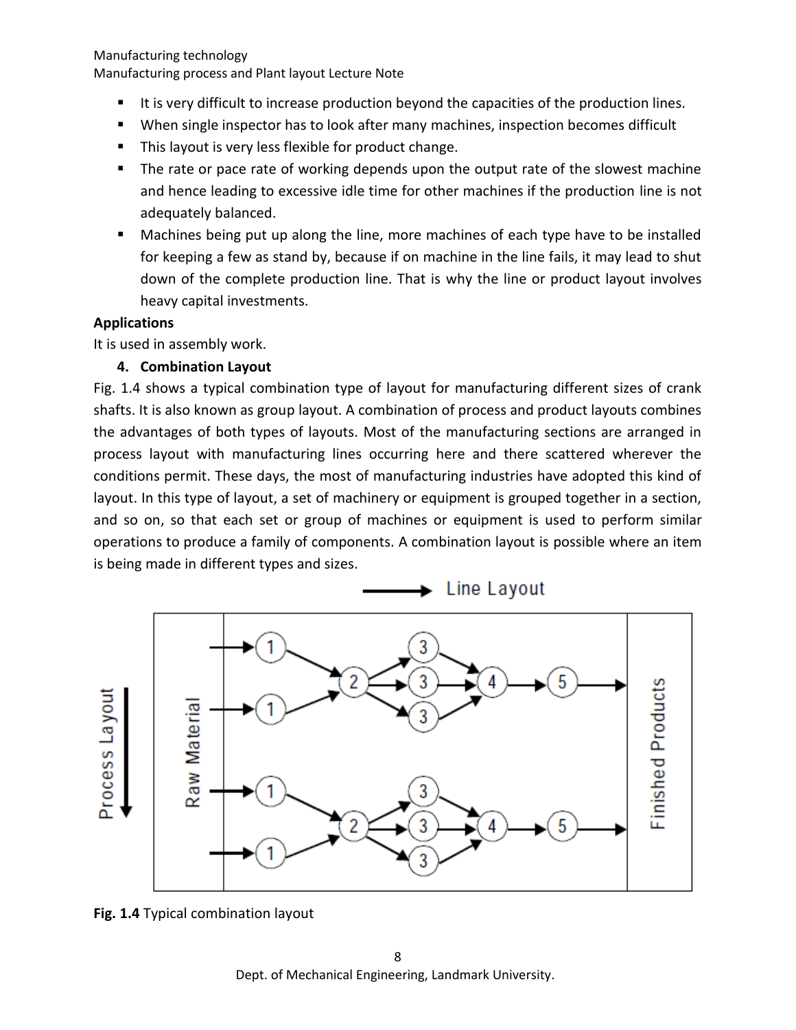- It is very difficult to increase production beyond the capacities of the production lines.
- When single inspector has to look after many machines, inspection becomes difficult
- This layout is very less flexible for product change.
- The rate or pace rate of working depends upon the output rate of the slowest machine and hence leading to excessive idle time for other machines if the production line is not adequately balanced.
- Machines being put up along the line, more machines of each type have to be installed for keeping a few as stand by, because if on machine in the line fails, it may lead to shut down of the complete production line. That is why the line or product layout involves heavy capital investments.

**Applications**

It is used in assembly work.

**4. Combination Layout**

Fig. 1.4 shows a typical combination type of layout for manufacturing different sizes of crank shafts. It is also known as group layout. A combination of process and product layouts combines the advantages of both types of layouts. Most of the manufacturing sections are arranged in process layout with manufacturing lines occurring here and there scattered wherever the conditions permit. These days, the most of manufacturing industries have adopted this kind of layout. In this type of layout, a set of machinery or equipment is grouped together in a section, and so on, so that each set or group of machines or equipment is used to perform similar operations to produce a family of components. A combination layout is possible where an item is being made in different types and sizes.

Line Layout

Process Layout

Raw Material

Finished Products

1 1 2 3 3 3 4 5

1 1 2 3 3 3 4 5

**Fig. 1.4** Typical combination layout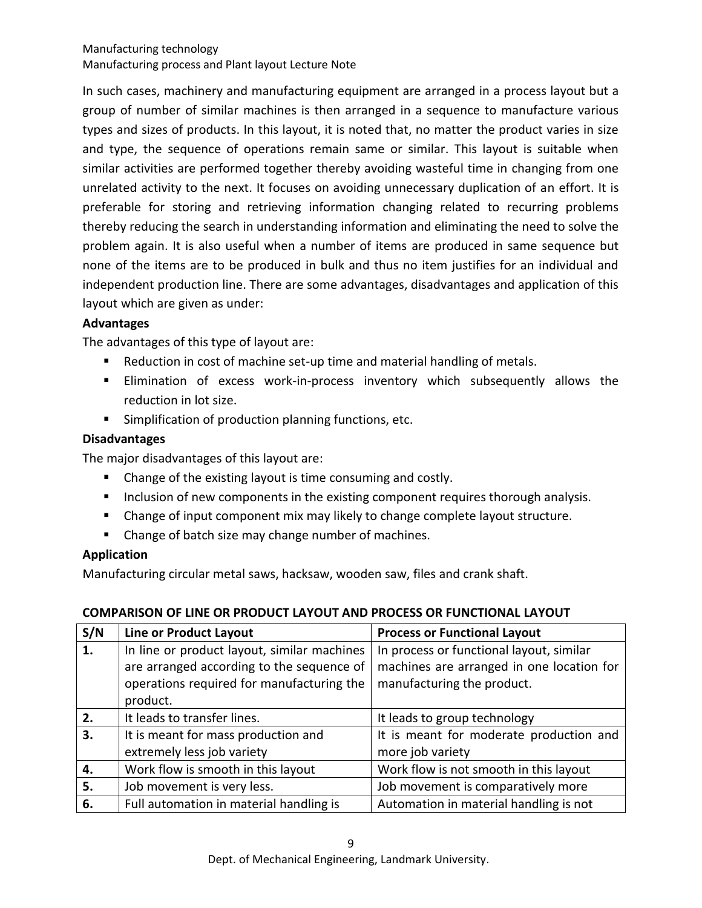In such cases, machinery and manufacturing equipment are arranged in a process layout but a group of number of similar machines is then arranged in a sequence to manufacture various types and sizes of products. In this layout, it is noted that, no matter the product varies in size and type, the sequence of operations remain same or similar. This layout is suitable when similar activities are performed together thereby avoiding wasteful time in changing from one unrelated activity to the next. It focuses on avoiding unnecessary duplication of an effort. It is preferable for storing and retrieving information changing related to recurring problems thereby reducing the search in understanding information and eliminating the need to solve the problem again. It is also useful when a number of items are produced in same sequence but none of the items are to be produced in bulk and thus no item justifies for an individual and independent production line. There are some advantages, disadvantages and application of this layout which are given as under:

**Advantages**

The advantages of this type of layout are:

- Reduction in cost of machine set-up time and material handling of metals.
- Elimination of excess work-in-process inventory which subsequently allows the reduction in lot size.
- Simplification of production planning functions, etc.

**Disadvantages**

The major disadvantages of this layout are:

- Change of the existing layout is time consuming and costly.
- Inclusion of new components in the existing component requires thorough analysis.
- Change of input component mix may likely to change complete layout structure.
- Change of batch size may change number of machines.

**Application**

Manufacturing circular metal saws, hacksaw, wooden saw, files and crank shaft.

**COMPARISON OF LINE OR PRODUCT LAYOUT AND PROCESS OR FUNCTIONAL LAYOUT**

| S/N | Line or Product Layout | Process or Functional Layout |
|---|---|---|
| **1.** | In line or product layout, similar machines are arranged according to the sequence of operations required for manufacturing the product. | In process or functional layout, similar machines are arranged in one location for manufacturing the product. |
| **2.** | It leads to transfer lines. | It leads to group technology |
| **3.** | It is meant for mass production and extremely less job variety | It is meant for moderate production and more job variety |
| **4.** | Work flow is smooth in this layout | Work flow is not smooth in this layout |
| **5.** | Job movement is very less. | Job movement is comparatively more |
| **6.** | Full automation in material handling is | Automation in material handling is not |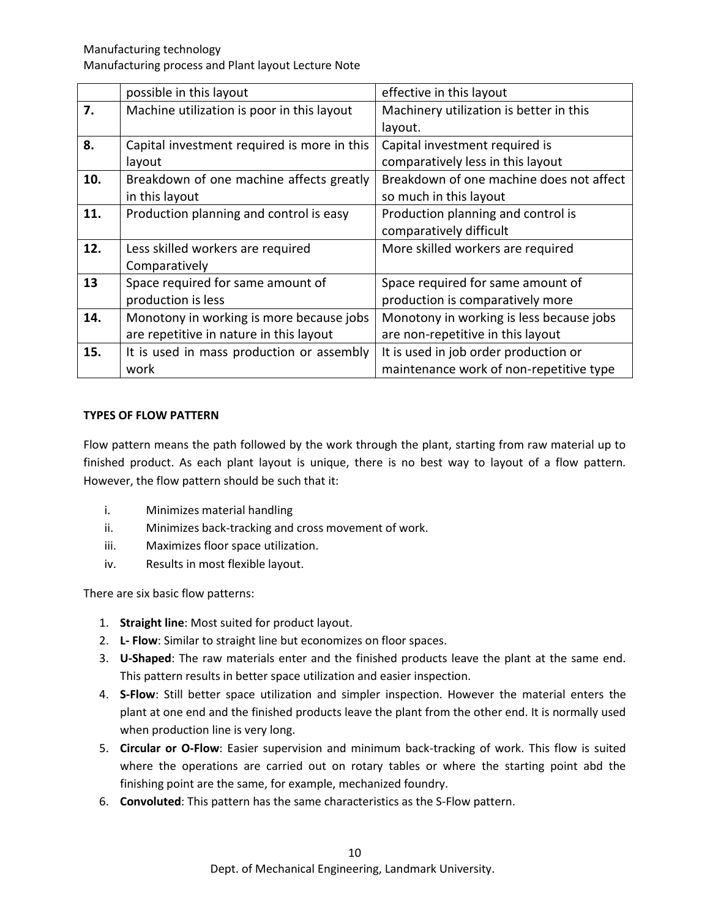| | | |
|---|---|---|
| | possible in this layout | effective in this layout |
| **7.** | Machine utilization is poor in this layout | Machinery utilization is better in this layout. |
| **8.** | Capital investment required is more in this layout | Capital investment required is comparatively less in this layout |
| **10.** | Breakdown of one machine affects greatly in this layout | Breakdown of one machine does not affect so much in this layout |
| **11.** | Production planning and control is easy | Production planning and control is comparatively difficult |
| **12.** | Less skilled workers are required Comparatively | More skilled workers are required |
| **13** | Space required for same amount of production is less | Space required for same amount of production is comparatively more |
| **14.** | Monotony in working is more because jobs are repetitive in nature in this layout | Monotony in working is less because jobs are non-repetitive in this layout |
| **15.** | It is used in mass production or assembly work | It is used in job order production or maintenance work of non-repetitive type |

**TYPES OF FLOW PATTERN**

Flow pattern means the path followed by the work through the plant, starting from raw material up to finished product. As each plant layout is unique, there is no best way to layout of a flow pattern. However, the flow pattern should be such that it:

i. Minimizes material handling
ii. Minimizes back-tracking and cross movement of work.
iii. Maximizes floor space utilization.
iv. Results in most flexible layout.

There are six basic flow patterns:

1. **Straight line**: Most suited for product layout.
2. **L- Flow**: Similar to straight line but economizes on floor spaces.
3. **U-Shaped**: The raw materials enter and the finished products leave the plant at the same end. This pattern results in better space utilization and easier inspection.
4. **S-Flow**: Still better space utilization and simpler inspection. However the material enters the plant at one end and the finished products leave the plant from the other end. It is normally used when production line is very long.
5. **Circular or O-Flow**: Easier supervision and minimum back-tracking of work. This flow is suited where the operations are carried out on rotary tables or where the starting point abd the finishing point are the same, for example, mechanized foundry.
6. **Convoluted**: This pattern has the same characteristics as the S-Flow pattern.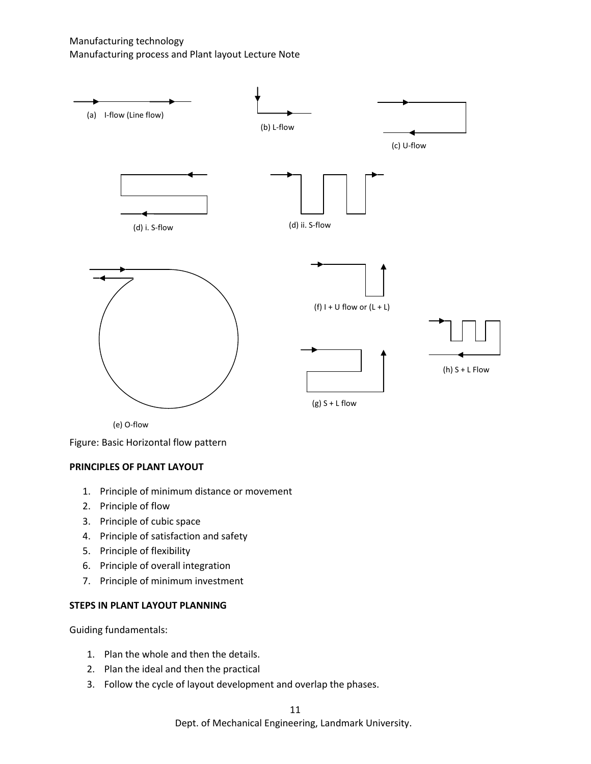(a) I-flow (Line flow)

(b) L-flow

(c) U-flow

(d) i. S-flow

(d) ii. S-flow

(e) O-flow

(f) I + U flow or (L + L)

(g) S + L flow

(h) S + L Flow

Figure: Basic Horizontal flow pattern

**PRINCIPLES OF PLANT LAYOUT**

1. Principle of minimum distance or movement
2. Principle of flow
3. Principle of cubic space
4. Principle of satisfaction and safety
5. Principle of flexibility
6. Principle of overall integration
7. Principle of minimum investment

**STEPS IN PLANT LAYOUT PLANNING**

Guiding fundamentals:

1. Plan the whole and then the details.
2. Plan the ideal and then the practical
3. Follow the cycle of layout development and overlap the phases.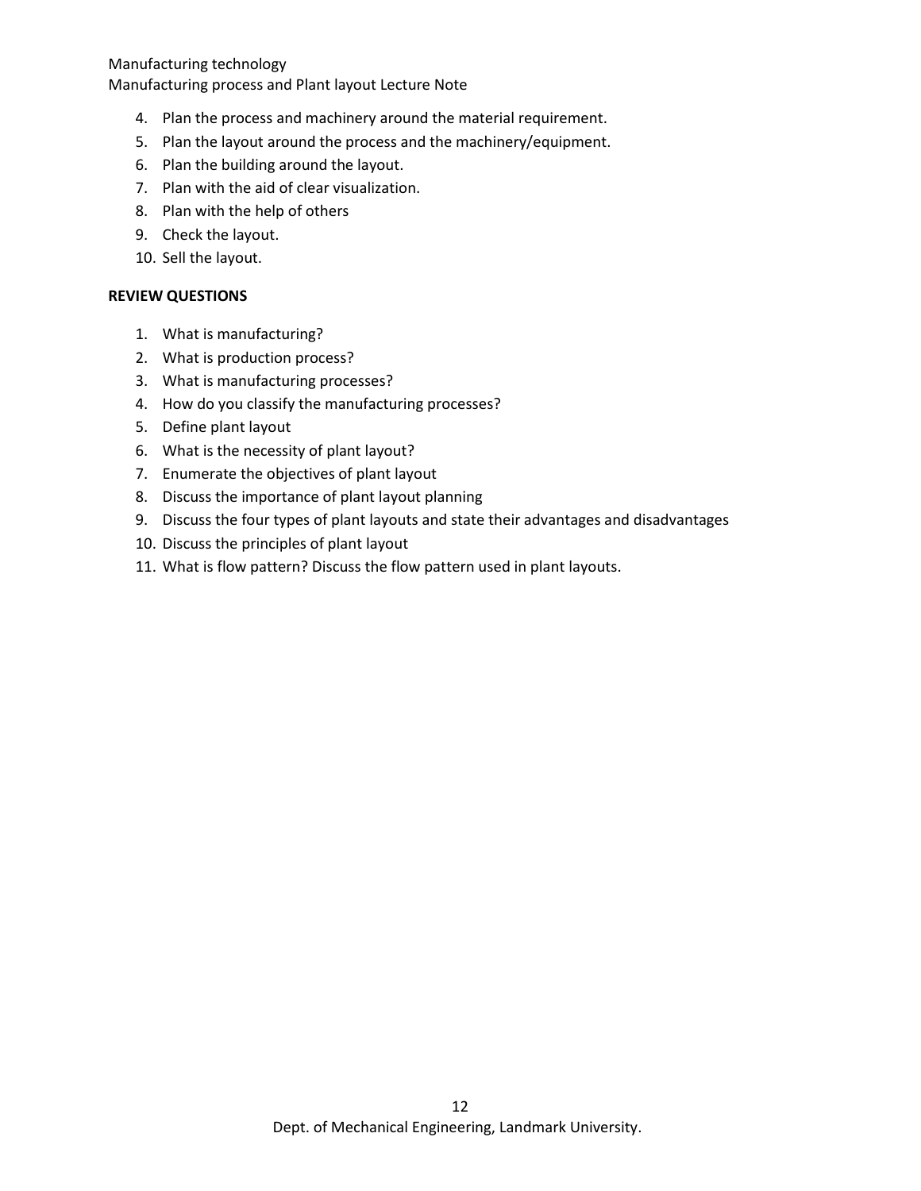4. Plan the process and machinery around the material requirement.
5. Plan the layout around the process and the machinery/equipment.
6. Plan the building around the layout.
7. Plan with the aid of clear visualization.
8. Plan with the help of others
9. Check the layout.
10. Sell the layout.

**REVIEW QUESTIONS**

1. What is manufacturing?
2. What is production process?
3. What is manufacturing processes?
4. How do you classify the manufacturing processes?
5. Define plant layout
6. What is the necessity of plant layout?
7. Enumerate the objectives of plant layout
8. Discuss the importance of plant layout planning
9. Discuss the four types of plant layouts and state their advantages and disadvantages
10. Discuss the principles of plant layout
11. What is flow pattern? Discuss the flow pattern used in plant layouts.